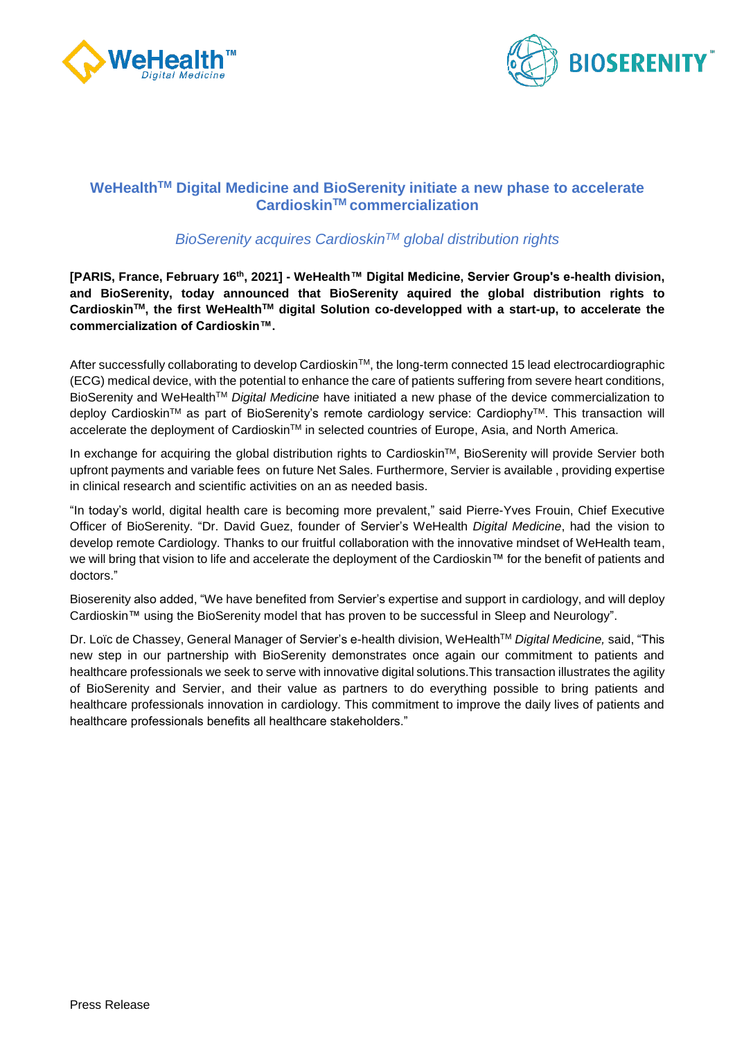# WeHealth™ Digital Medicine and BioSerenity initiate a new phase to accelerate Cardioskin™ commercialization

*BioSerenity acquires Cardioskin™ global distribution rights*

**[PARIS, France, February 16th, 2021] - WeHealth™ Digital Medicine, Servier Group's e-health division, and BioSerenity, today announced that BioSerenity aquired the global distribution rights to Cardioskin™, the first WeHealth™ digital Solution co-developped with a start-up, to accelerate the commercialization of Cardioskin™.**

After successfully collaborating to develop Cardioskin™, the long-term connected 15 lead electrocardiographic (ECG) medical device, with the potential to enhance the care of patients suffering from severe heart conditions, BioSerenity and WeHealth™ *Digital Medicine* have initiated a new phase of the device commercialization to deploy Cardioskin™ as part of BioSerenity's remote cardiology service: Cardiophy™. This transaction will accelerate the deployment of Cardioskin™ in selected countries of Europe, Asia, and North America.

In exchange for acquiring the global distribution rights to Cardioskin™, BioSerenity will provide Servier both upfront payments and variable fees on future Net Sales. Furthermore, Servier is available , providing expertise in clinical research and scientific activities on an as needed basis.

"In today's world, digital health care is becoming more prevalent," said Pierre-Yves Frouin, Chief Executive Officer of BioSerenity. "Dr. David Guez, founder of Servier's WeHealth *Digital Medicine*, had the vision to develop remote Cardiology. Thanks to our fruitful collaboration with the innovative mindset of WeHealth team, we will bring that vision to life and accelerate the deployment of the Cardioskin™ for the benefit of patients and doctors."

Bioserenity also added, "We have benefited from Servier's expertise and support in cardiology, and will deploy Cardioskin™ using the BioSerenity model that has proven to be successful in Sleep and Neurology".

Dr. Loïc de Chassey, General Manager of Servier's e-health division, WeHealth™ *Digital Medicine,* said, "This new step in our partnership with BioSerenity demonstrates once again our commitment to patients and healthcare professionals we seek to serve with innovative digital solutions.This transaction illustrates the agility of BioSerenity and Servier, and their value as partners to do everything possible to bring patients and healthcare professionals innovation in cardiology. This commitment to improve the daily lives of patients and healthcare professionals benefits all healthcare stakeholders."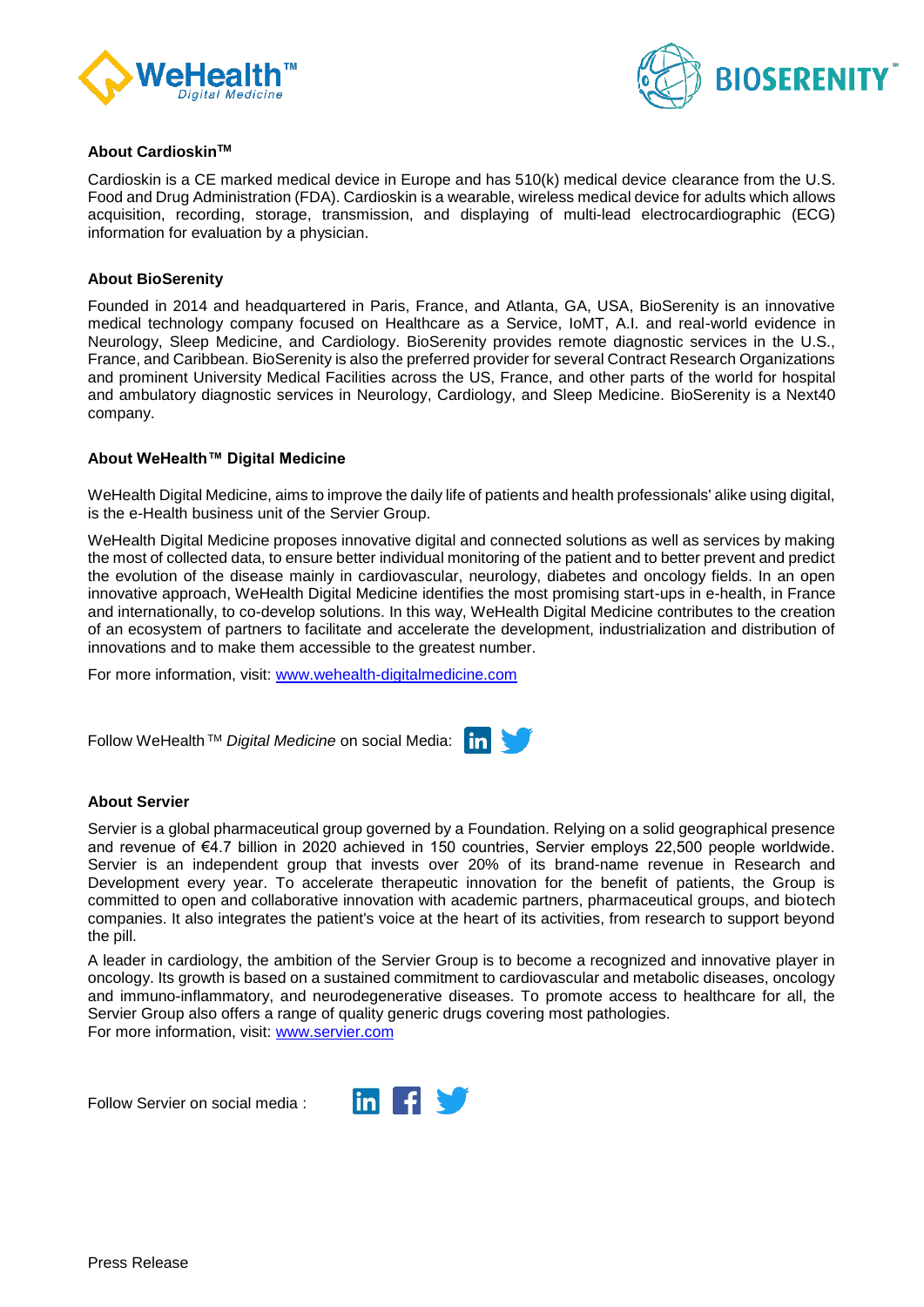### About Cardioskin™

Cardioskin is a CE marked medical device in Europe and has 510(k) medical device clearance from the U.S. Food and Drug Administration (FDA). Cardioskin is a wearable, wireless medical device for adults which allows acquisition, recording, storage, transmission, and displaying of multi-lead electrocardiographic (ECG) information for evaluation by a physician.

### About BioSerenity

Founded in 2014 and headquartered in Paris, France, and Atlanta, GA, USA, BioSerenity is an innovative medical technology company focused on Healthcare as a Service, IoMT, A.I. and real-world evidence in Neurology, Sleep Medicine, and Cardiology. BioSerenity provides remote diagnostic services in the U.S., France, and Caribbean. BioSerenity is also the preferred provider for several Contract Research Organizations and prominent University Medical Facilities across the US, France, and other parts of the world for hospital and ambulatory diagnostic services in Neurology, Cardiology, and Sleep Medicine. BioSerenity is a Next40 company.

### About WeHealth™ Digital Medicine

WeHealth Digital Medicine, aims to improve the daily life of patients and health professionals' alike using digital, is the e-Health business unit of the Servier Group.

WeHealth Digital Medicine proposes innovative digital and connected solutions as well as services by making the most of collected data, to ensure better individual monitoring of the patient and to better prevent and predict the evolution of the disease mainly in cardiovascular, neurology, diabetes and oncology fields. In an open innovative approach, WeHealth Digital Medicine identifies the most promising start-ups in e-health, in France and internationally, to co-develop solutions. In this way, WeHealth Digital Medicine contributes to the creation of an ecosystem of partners to facilitate and accelerate the development, industrialization and distribution of innovations and to make them accessible to the greatest number.

For more information, visit: www.wehealth-digitalmedicine.com

Follow WeHealth ™ *Digital Medicine* on social Media:

### About Servier

Servier is a global pharmaceutical group governed by a Foundation. Relying on a solid geographical presence and revenue of €4.7 billion in 2020 achieved in 150 countries, Servier employs 22,500 people worldwide. Servier is an independent group that invests over 20% of its brand-name revenue in Research and Development every year. To accelerate therapeutic innovation for the benefit of patients, the Group is committed to open and collaborative innovation with academic partners, pharmaceutical groups, and biotech companies. It also integrates the patient's voice at the heart of its activities, from research to support beyond the pill.

A leader in cardiology, the ambition of the Servier Group is to become a recognized and innovative player in oncology. Its growth is based on a sustained commitment to cardiovascular and metabolic diseases, oncology and immuno-inflammatory, and neurodegenerative diseases. To promote access to healthcare for all, the Servier Group also offers a range of quality generic drugs covering most pathologies.
For more information, visit: www.servier.com

Follow Servier on social media :

Press Release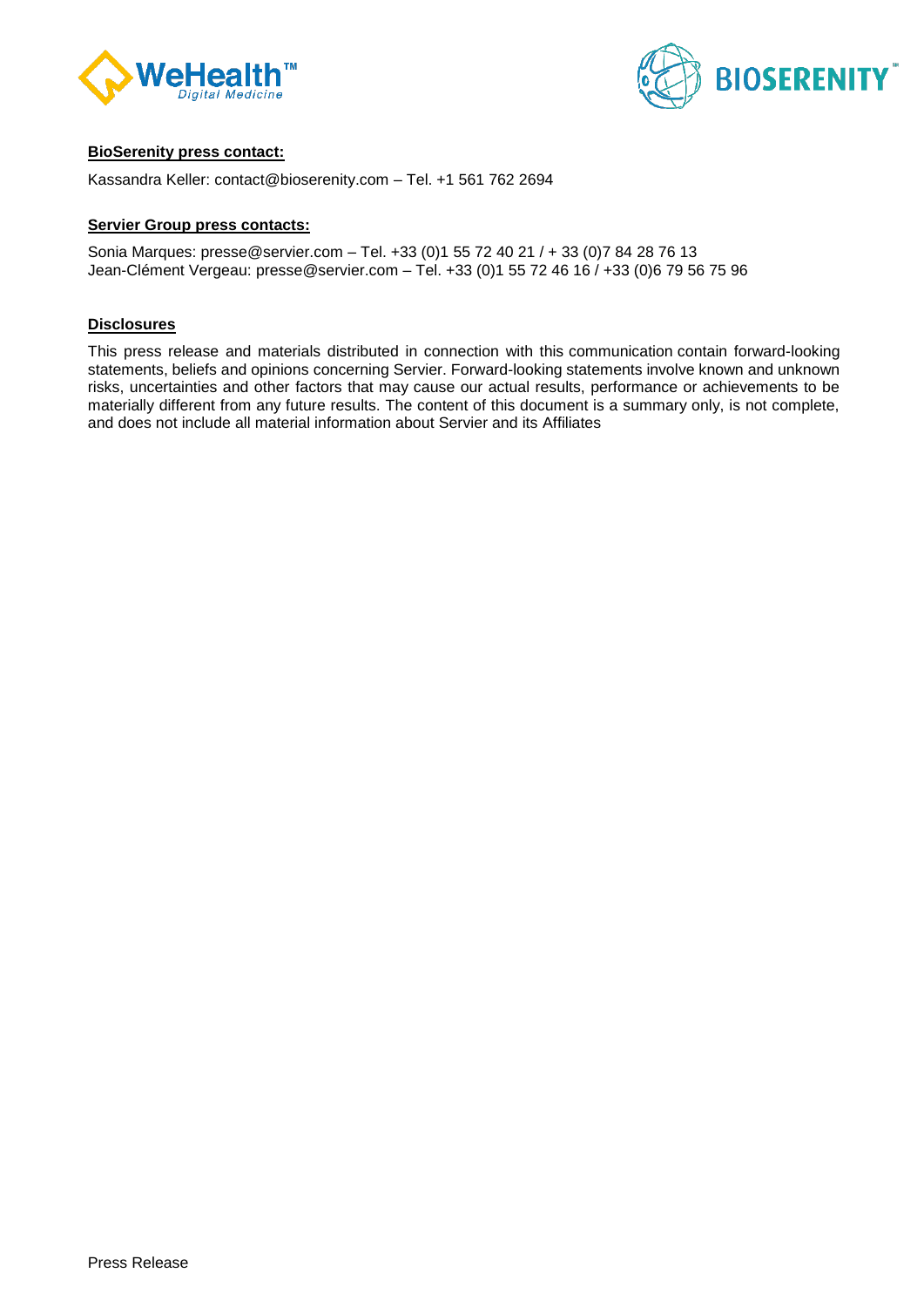**BioSerenity press contact:**

Kassandra Keller: contact@bioserenity.com – Tel. +1 561 762 2694

**Servier Group press contacts:**

Sonia Marques: presse@servier.com – Tel. +33 (0)1 55 72 40 21 / + 33 (0)7 84 28 76 13
Jean-Clément Vergeau: presse@servier.com – Tel. +33 (0)1 55 72 46 16 / +33 (0)6 79 56 75 96

**Disclosures**

This press release and materials distributed in connection with this communication contain forward-looking statements, beliefs and opinions concerning Servier. Forward-looking statements involve known and unknown risks, uncertainties and other factors that may cause our actual results, performance or achievements to be materially different from any future results. The content of this document is a summary only, is not complete, and does not include all material information about Servier and its Affiliates